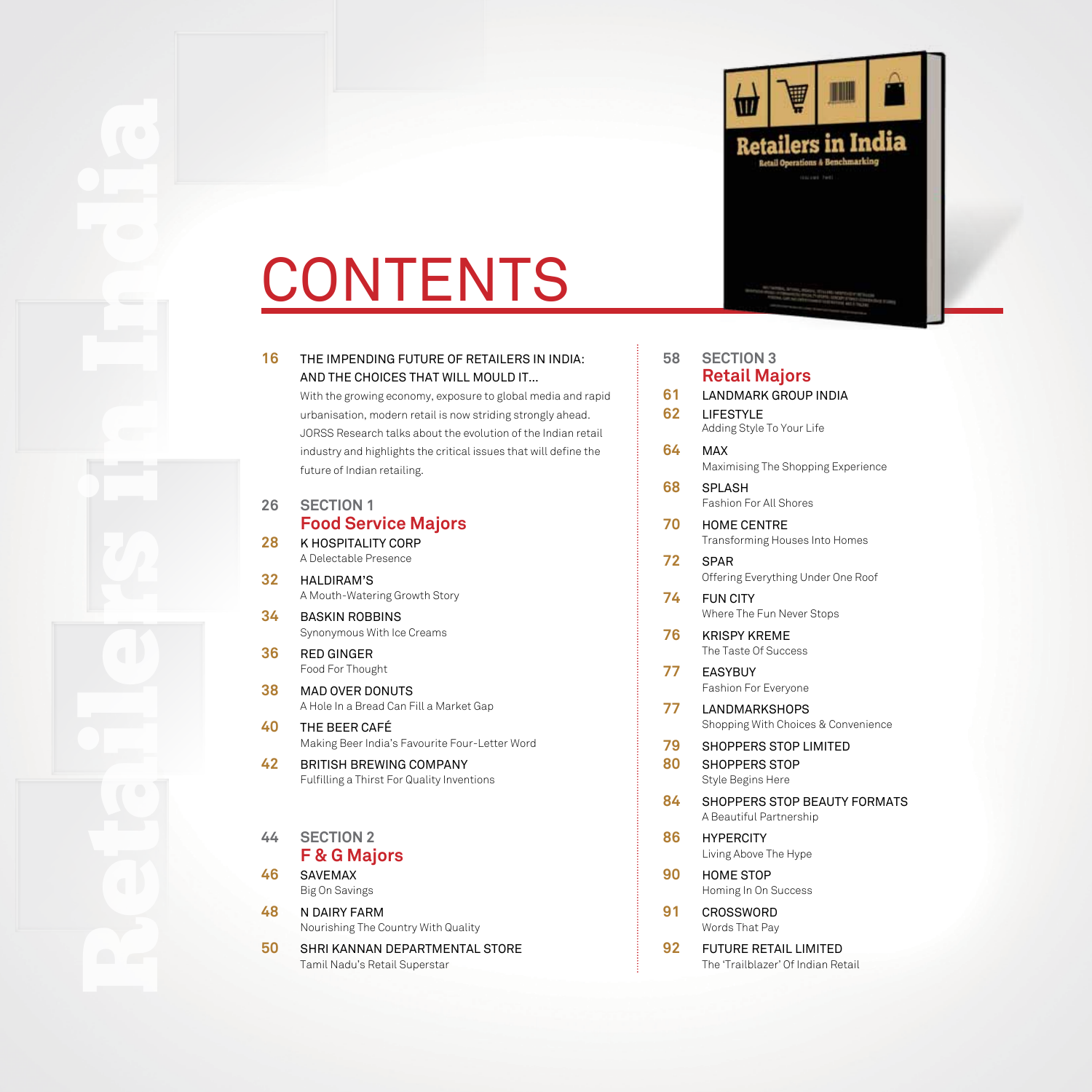# CONTENTS

**16** THE IMPENDING FUTURE OF RETAILERS IN INDIA: AND THE CHOICES THAT WILL MOULD IT...
With the growing economy, exposure to global media and rapid urbanisation, modern retail is now striding strongly ahead. JORSS Research talks about the evolution of the Indian retail industry and highlights the critical issues that will define the future of Indian retailing.

**26** SECTION 1
## Food Service Majors

**28** K HOSPITALITY CORP
A Delectable Presence

**32** HALDIRAM'S
A Mouth-Watering Growth Story

**34** BASKIN ROBBINS
Synonymous With Ice Creams

**36** RED GINGER
Food For Thought

**38** MAD OVER DONUTS
A Hole In a Bread Can Fill a Market Gap

**40** THE BEER CAFÉ
Making Beer India's Favourite Four-Letter Word

**42** BRITISH BREWING COMPANY
Fulfilling a Thirst For Quality Inventions

**44** SECTION 2
## F & G Majors

**46** SAVEMAX
Big On Savings

**48** N DAIRY FARM
Nourishing The Country With Quality

**50** SHRI KANNAN DEPARTMENTAL STORE
Tamil Nadu's Retail Superstar

**58** SECTION 3
## Retail Majors

**61** LANDMARK GROUP INDIA

**62** LIFESTYLE
Adding Style To Your Life

**64** MAX
Maximising The Shopping Experience

**68** SPLASH
Fashion For All Shores

**70** HOME CENTRE
Transforming Houses Into Homes

**72** SPAR
Offering Everything Under One Roof

**74** FUN CITY
Where The Fun Never Stops

**76** KRISPY KREME
The Taste Of Success

**77** EASYBUY
Fashion For Everyone

**77** LANDMARKSHOPS
Shopping With Choices & Convenience

**79** SHOPPERS STOP LIMITED

**80** SHOPPERS STOP
Style Begins Here

**84** SHOPPERS STOP BEAUTY FORMATS
A Beautiful Partnership

**86** HYPERCITY
Living Above The Hype

**90** HOME STOP
Homing In On Success

**91** CROSSWORD
Words That Pay

**92** FUTURE RETAIL LIMITED
The 'Trailblazer' Of Indian Retail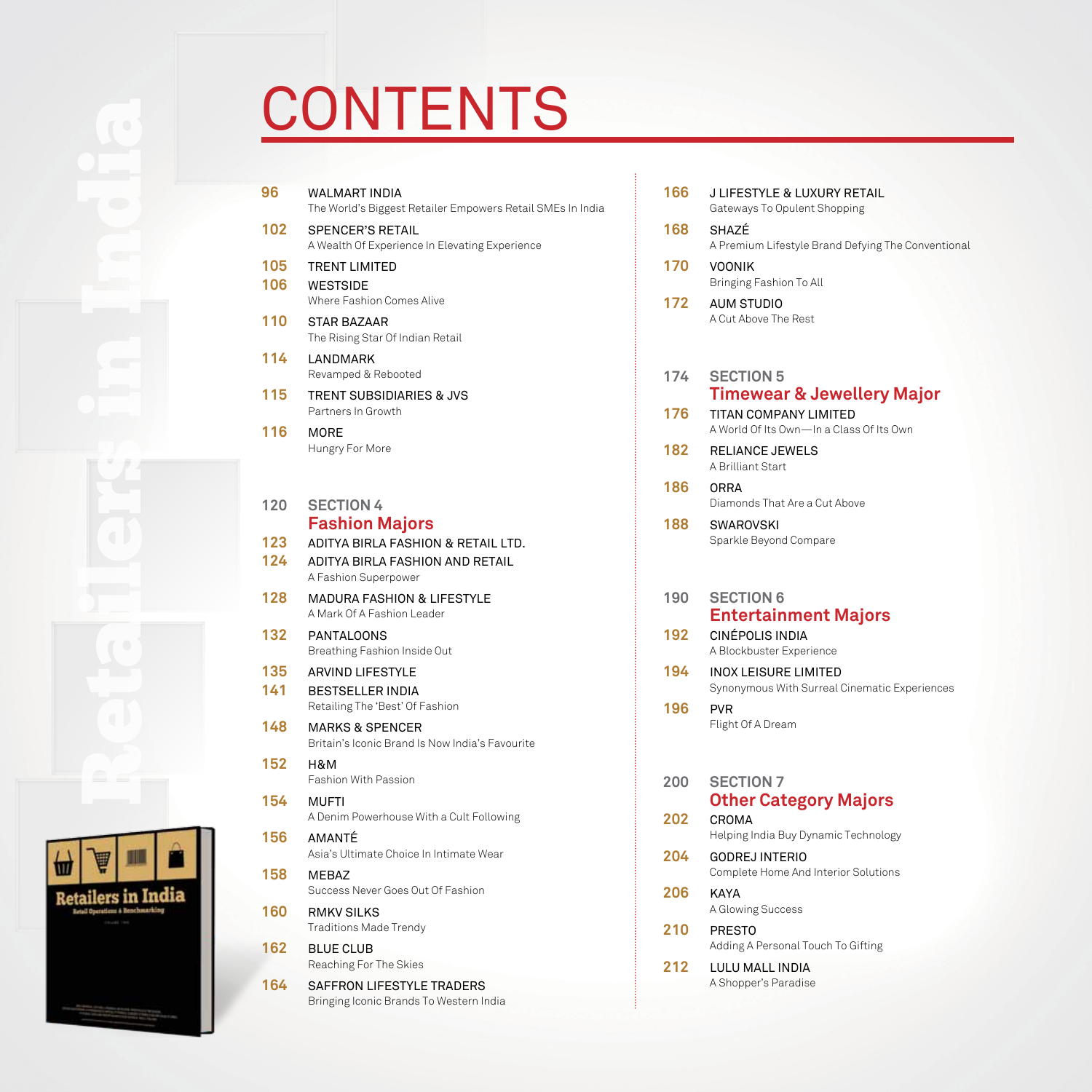# CONTENTS

96 WALMART INDIA
The World's Biggest Retailer Empowers Retail SMEs In India

102 SPENCER'S RETAIL
A Wealth Of Experience In Elevating Experience

105 TRENT LIMITED

106 WESTSIDE
Where Fashion Comes Alive

110 STAR BAZAAR
The Rising Star Of Indian Retail

114 LANDMARK
Revamped & Rebooted

115 TRENT SUBSIDIARIES & JVS
Partners In Growth

116 MORE
Hungry For More

120 SECTION 4
## Fashion Majors

123 ADITYA BIRLA FASHION & RETAIL LTD.

124 ADITYA BIRLA FASHION AND RETAIL
A Fashion Superpower

128 MADURA FASHION & LIFESTYLE
A Mark Of A Fashion Leader

132 PANTALOONS
Breathing Fashion Inside Out

135 ARVIND LIFESTYLE

141 BESTSELLER INDIA
Retailing The 'Best' Of Fashion

148 MARKS & SPENCER
Britain's Iconic Brand Is Now India's Favourite

152 H&M
Fashion With Passion

154 MUFTI
A Denim Powerhouse With a Cult Following

156 AMANTÉ
Asia's Ultimate Choice In Intimate Wear

158 MEBAZ
Success Never Goes Out Of Fashion

160 RMKV SILKS
Traditions Made Trendy

162 BLUE CLUB
Reaching For The Skies

164 SAFFRON LIFESTYLE TRADERS
Bringing Iconic Brands To Western India

166 J LIFESTYLE & LUXURY RETAIL
Gateways To Opulent Shopping

168 SHAZÉ
A Premium Lifestyle Brand Defying The Conventional

170 VOONIK
Bringing Fashion To All

172 AUM STUDIO
A Cut Above The Rest

174 SECTION 5
## Timewear & Jewellery Major

176 TITAN COMPANY LIMITED
A World Of Its Own—In a Class Of Its Own

182 RELIANCE JEWELS
A Brilliant Start

186 ORRA
Diamonds That Are a Cut Above

188 SWAROVSKI
Sparkle Beyond Compare

190 SECTION 6
## Entertainment Majors

192 CINÉPOLIS INDIA
A Blockbuster Experience

194 INOX LEISURE LIMITED
Synonymous With Surreal Cinematic Experiences

196 PVR
Flight Of A Dream

200 SECTION 7
## Other Category Majors

202 CROMA
Helping India Buy Dynamic Technology

204 GODREJ INTERIO
Complete Home And Interior Solutions

206 KAYA
A Glowing Success

210 PRESTO
Adding A Personal Touch To Gifting

212 LULU MALL INDIA
A Shopper's Paradise